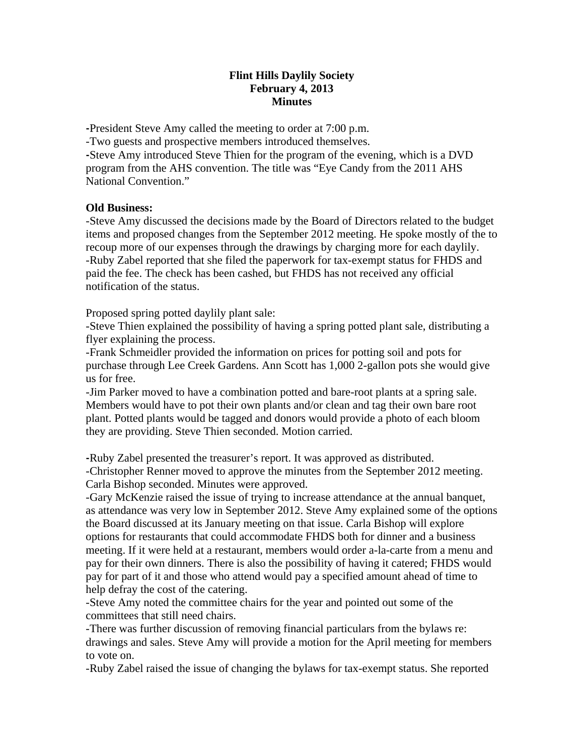**Flint Hills Daylily Society**
**February 4, 2013**
**Minutes**

-President Steve Amy called the meeting to order at 7:00 p.m.
-Two guests and prospective members introduced themselves.
-Steve Amy introduced Steve Thien for the program of the evening, which is a DVD program from the AHS convention. The title was "Eye Candy from the 2011 AHS National Convention."

**Old Business:**
-Steve Amy discussed the decisions made by the Board of Directors related to the budget items and proposed changes from the September 2012 meeting. He spoke mostly of the to recoup more of our expenses through the drawings by charging more for each daylily.
-Ruby Zabel reported that she filed the paperwork for tax-exempt status for FHDS and paid the fee. The check has been cashed, but FHDS has not received any official notification of the status.

Proposed spring potted daylily plant sale:
-Steve Thien explained the possibility of having a spring potted plant sale, distributing a flyer explaining the process.
-Frank Schmeidler provided the information on prices for potting soil and pots for purchase through Lee Creek Gardens. Ann Scott has 1,000 2-gallon pots she would give us for free.
-Jim Parker moved to have a combination potted and bare-root plants at a spring sale. Members would have to pot their own plants and/or clean and tag their own bare root plant. Potted plants would be tagged and donors would provide a photo of each bloom they are providing. Steve Thien seconded. Motion carried.

-Ruby Zabel presented the treasurer's report. It was approved as distributed.
-Christopher Renner moved to approve the minutes from the September 2012 meeting. Carla Bishop seconded. Minutes were approved.
-Gary McKenzie raised the issue of trying to increase attendance at the annual banquet, as attendance was very low in September 2012. Steve Amy explained some of the options the Board discussed at its January meeting on that issue. Carla Bishop will explore options for restaurants that could accommodate FHDS both for dinner and a business meeting. If it were held at a restaurant, members would order a-la-carte from a menu and pay for their own dinners. There is also the possibility of having it catered; FHDS would pay for part of it and those who attend would pay a specified amount ahead of time to help defray the cost of the catering.
-Steve Amy noted the committee chairs for the year and pointed out some of the committees that still need chairs.
-There was further discussion of removing financial particulars from the bylaws re: drawings and sales. Steve Amy will provide a motion for the April meeting for members to vote on.
-Ruby Zabel raised the issue of changing the bylaws for tax-exempt status. She reported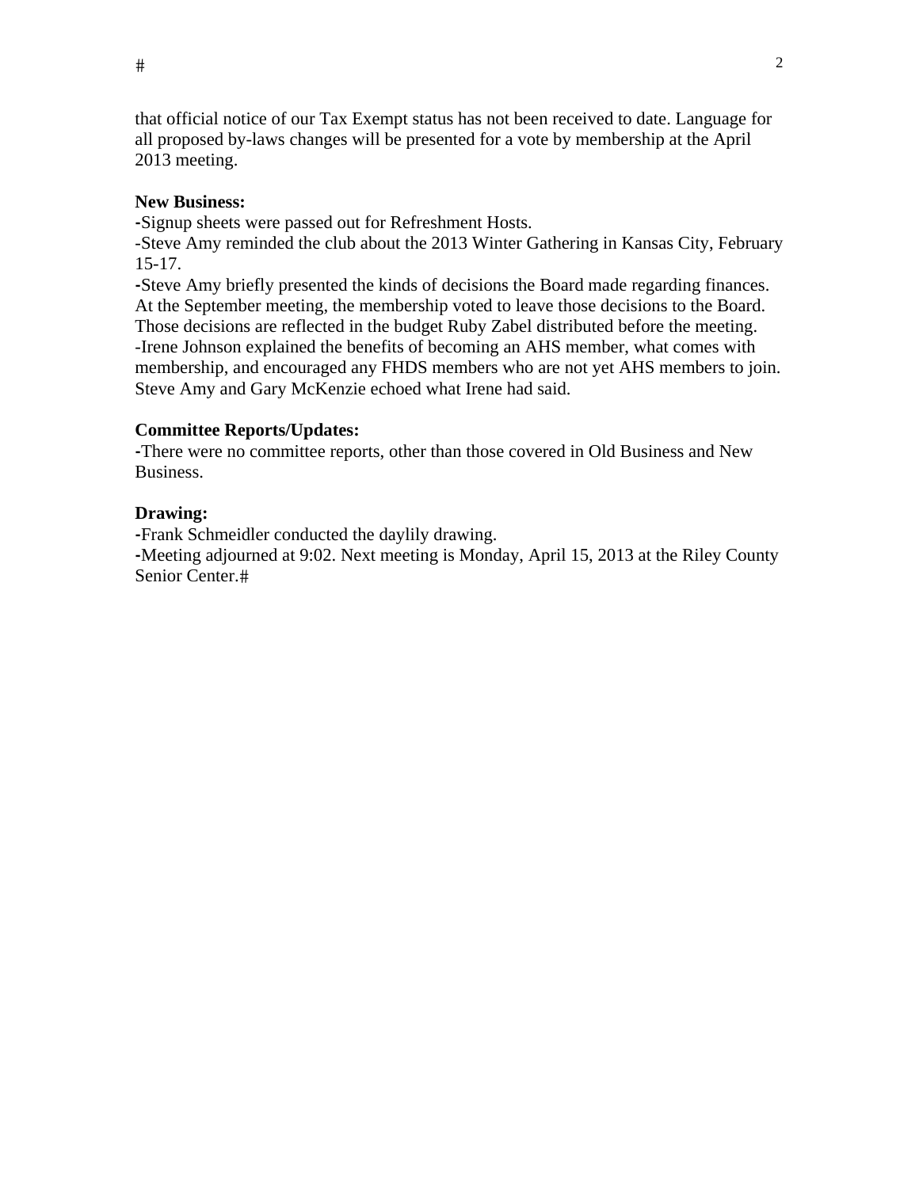that official notice of our Tax Exempt status has not been received to date. Language for all proposed by-laws changes will be presented for a vote by membership at the April 2013 meeting.

**New Business:**

-Signup sheets were passed out for Refreshment Hosts.
-Steve Amy reminded the club about the 2013 Winter Gathering in Kansas City, February 15-17.
-Steve Amy briefly presented the kinds of decisions the Board made regarding finances. At the September meeting, the membership voted to leave those decisions to the Board. Those decisions are reflected in the budget Ruby Zabel distributed before the meeting.
-Irene Johnson explained the benefits of becoming an AHS member, what comes with membership, and encouraged any FHDS members who are not yet AHS members to join. Steve Amy and Gary McKenzie echoed what Irene had said.

**Committee Reports/Updates:**

-There were no committee reports, other than those covered in Old Business and New Business.

**Drawing:**

-Frank Schmeidler conducted the daylily drawing.
-Meeting adjourned at 9:02. Next meeting is Monday, April 15, 2013 at the Riley County Senior Center.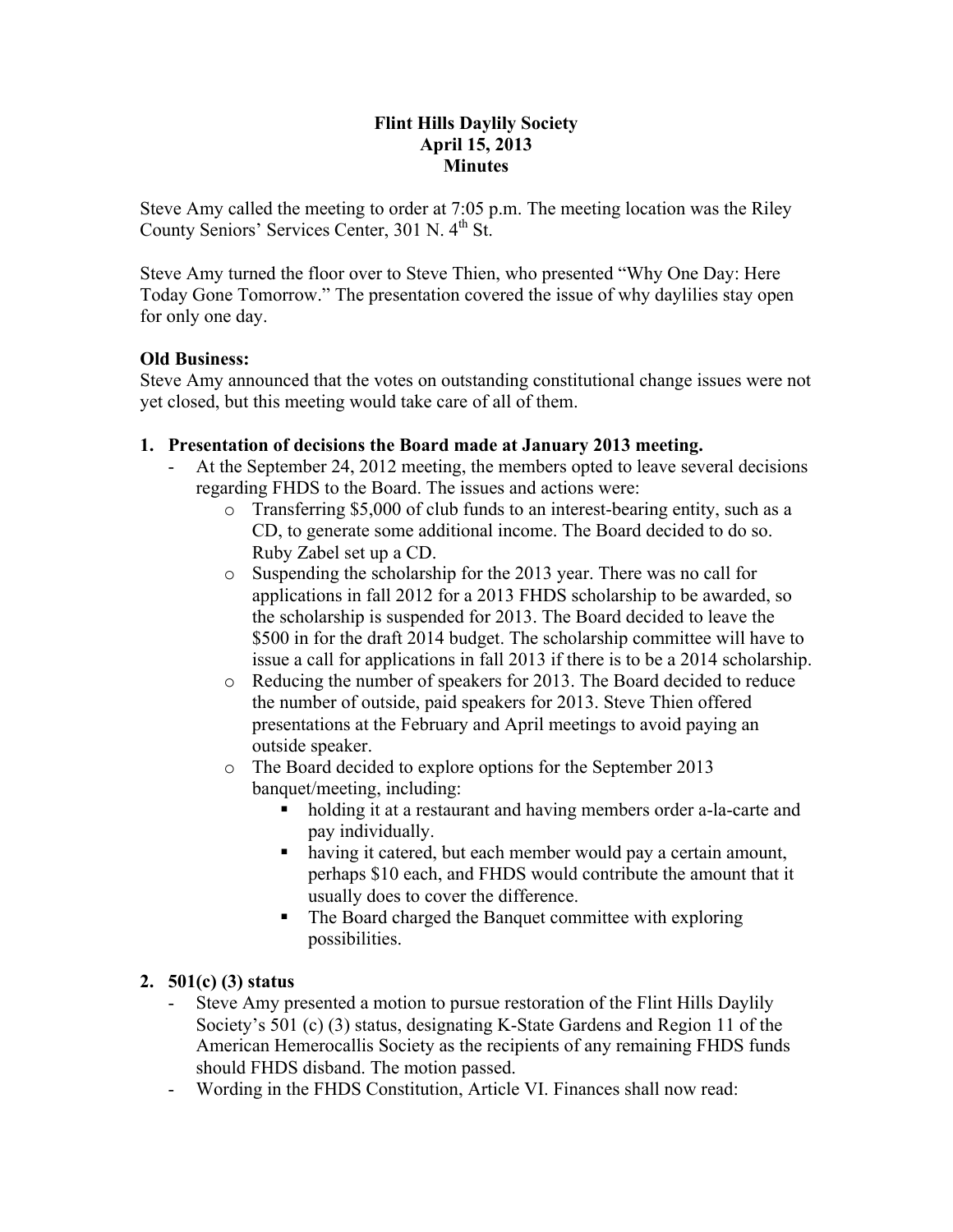**Flint Hills Daylily Society**
**April 15, 2013**
**Minutes**

Steve Amy called the meeting to order at 7:05 p.m. The meeting location was the Riley County Seniors' Services Center, 301 N. 4th St.

Steve Amy turned the floor over to Steve Thien, who presented "Why One Day: Here Today Gone Tomorrow." The presentation covered the issue of why daylilies stay open for only one day.

**Old Business:**
Steve Amy announced that the votes on outstanding constitutional change issues were not yet closed, but this meeting would take care of all of them.

1. **Presentation of decisions the Board made at January 2013 meeting.**
   - At the September 24, 2012 meeting, the members opted to leave several decisions regarding FHDS to the Board. The issues and actions were:
     - Transferring $5,000 of club funds to an interest-bearing entity, such as a CD, to generate some additional income. The Board decided to do so. Ruby Zabel set up a CD.
     - Suspending the scholarship for the 2013 year. There was no call for applications in fall 2012 for a 2013 FHDS scholarship to be awarded, so the scholarship is suspended for 2013. The Board decided to leave the $500 in for the draft 2014 budget. The scholarship committee will have to issue a call for applications in fall 2013 if there is to be a 2014 scholarship.
     - Reducing the number of speakers for 2013. The Board decided to reduce the number of outside, paid speakers for 2013. Steve Thien offered presentations at the February and April meetings to avoid paying an outside speaker.
     - The Board decided to explore options for the September 2013 banquet/meeting, including:
       - holding it at a restaurant and having members order a-la-carte and pay individually.
       - having it catered, but each member would pay a certain amount, perhaps $10 each, and FHDS would contribute the amount that it usually does to cover the difference.
       - The Board charged the Banquet committee with exploring possibilities.

2. **501(c) (3) status**
   - Steve Amy presented a motion to pursue restoration of the Flint Hills Daylily Society's 501 (c) (3) status, designating K-State Gardens and Region 11 of the American Hemerocallis Society as the recipients of any remaining FHDS funds should FHDS disband. The motion passed.
   - Wording in the FHDS Constitution, Article VI. Finances shall now read: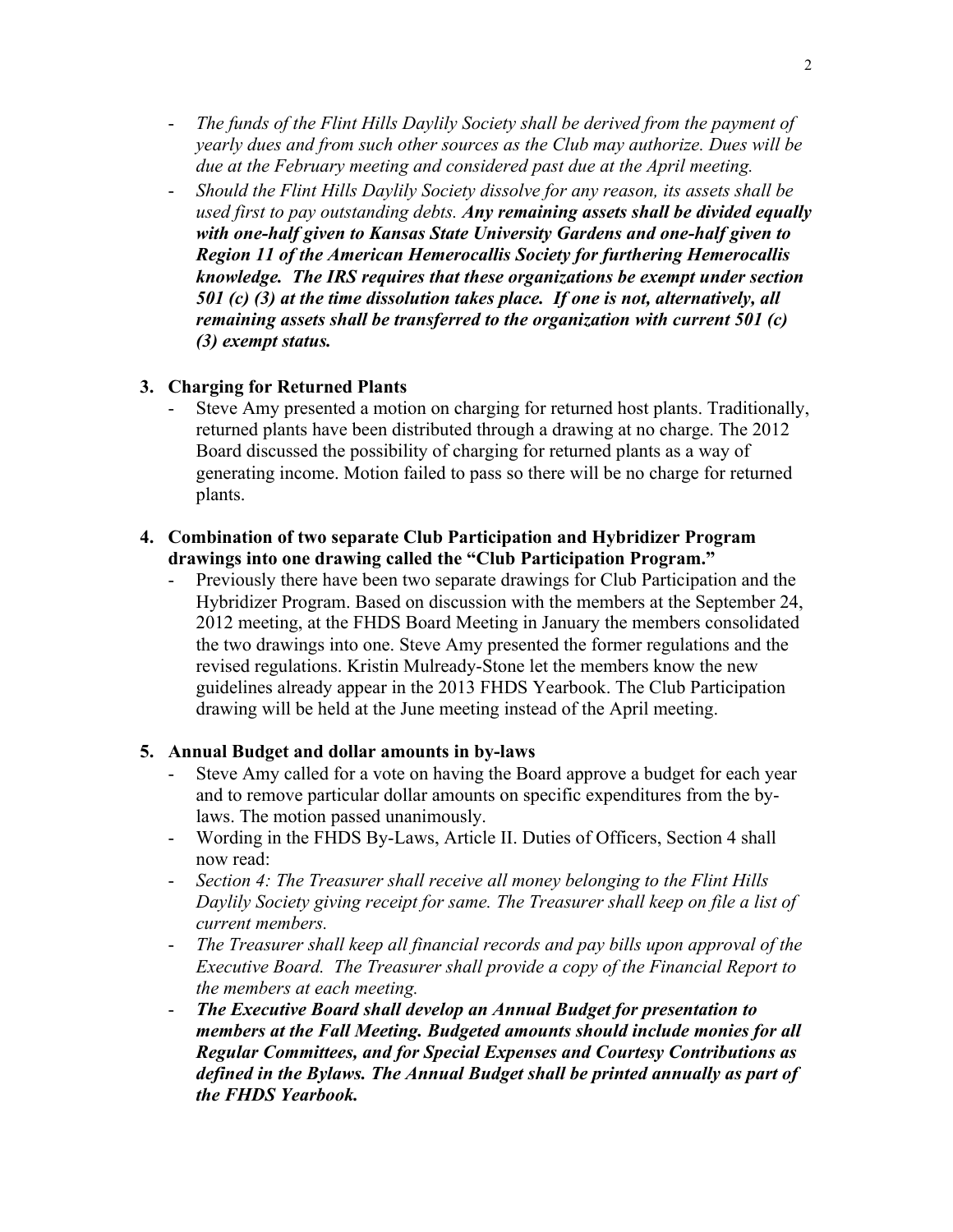- *The funds of the Flint Hills Daylily Society shall be derived from the payment of yearly dues and from such other sources as the Club may authorize. Dues will be due at the February meeting and considered past due at the April meeting.*
- *Should the Flint Hills Daylily Society dissolve for any reason, its assets shall be used first to pay outstanding debts.* ***Any remaining assets shall be divided equally with one-half given to Kansas State University Gardens and one-half given to Region 11 of the American Hemerocallis Society for furthering Hemerocallis knowledge. The IRS requires that these organizations be exempt under section 501 (c) (3) at the time dissolution takes place. If one is not, alternatively, all remaining assets shall be transferred to the organization with current 501 (c) (3) exempt status.***

**3. Charging for Returned Plants**

- Steve Amy presented a motion on charging for returned host plants. Traditionally, returned plants have been distributed through a drawing at no charge. The 2012 Board discussed the possibility of charging for returned plants as a way of generating income. Motion failed to pass so there will be no charge for returned plants.

**4. Combination of two separate Club Participation and Hybridizer Program drawings into one drawing called the "Club Participation Program."**

- Previously there have been two separate drawings for Club Participation and the Hybridizer Program. Based on discussion with the members at the September 24, 2012 meeting, at the FHDS Board Meeting in January the members consolidated the two drawings into one. Steve Amy presented the former regulations and the revised regulations. Kristin Mulready-Stone let the members know the new guidelines already appear in the 2013 FHDS Yearbook. The Club Participation drawing will be held at the June meeting instead of the April meeting.

**5. Annual Budget and dollar amounts in by-laws**

- Steve Amy called for a vote on having the Board approve a budget for each year and to remove particular dollar amounts on specific expenditures from the by-laws. The motion passed unanimously.
- Wording in the FHDS By-Laws, Article II. Duties of Officers, Section 4 shall now read:
- *Section 4: The Treasurer shall receive all money belonging to the Flint Hills Daylily Society giving receipt for same. The Treasurer shall keep on file a list of current members.*
- *The Treasurer shall keep all financial records and pay bills upon approval of the Executive Board. The Treasurer shall provide a copy of the Financial Report to the members at each meeting.*
- ***The Executive Board shall develop an Annual Budget for presentation to members at the Fall Meeting. Budgeted amounts should include monies for all Regular Committees, and for Special Expenses and Courtesy Contributions as defined in the Bylaws. The Annual Budget shall be printed annually as part of the FHDS Yearbook.***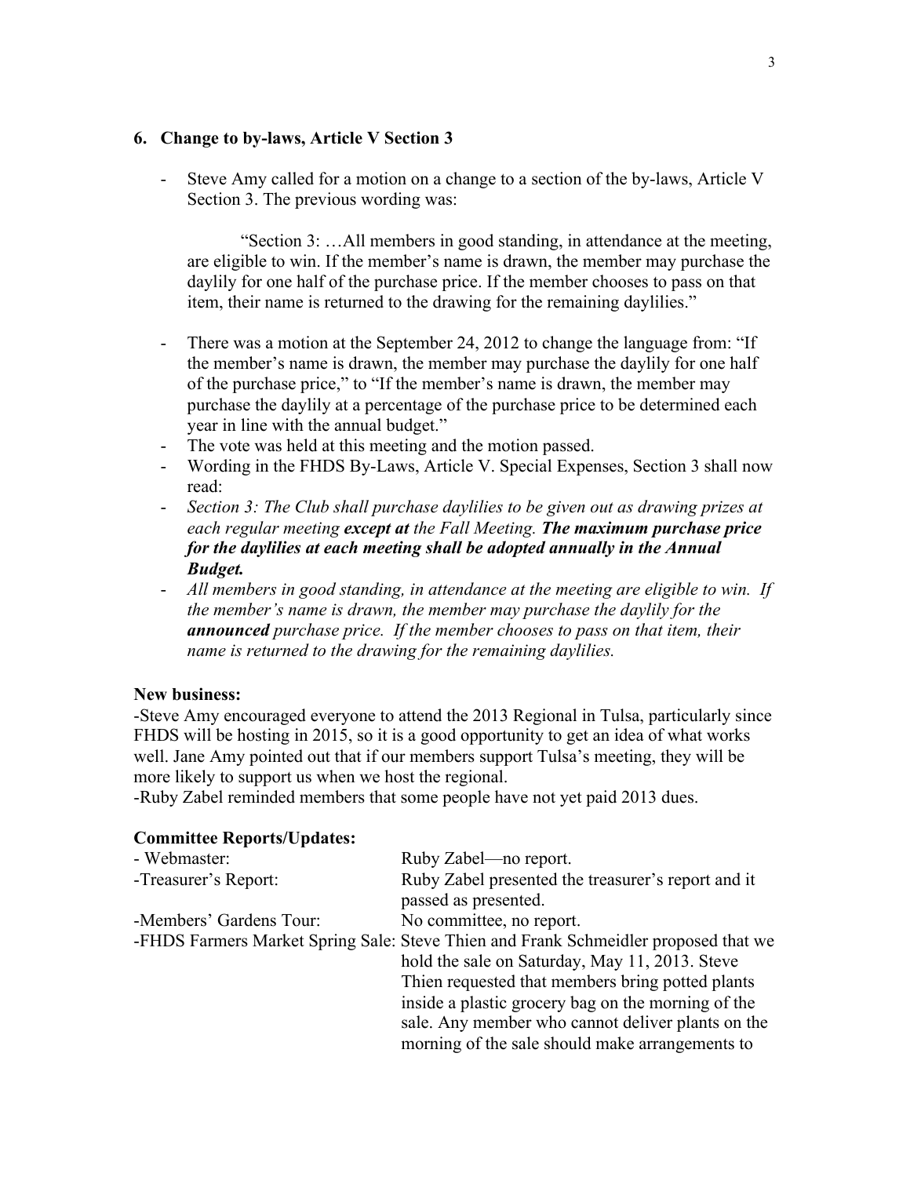### 6. Change to by-laws, Article V Section 3

- Steve Amy called for a motion on a change to a section of the by-laws, Article V Section 3. The previous wording was:

  "Section 3: …All members in good standing, in attendance at the meeting, are eligible to win. If the member's name is drawn, the member may purchase the daylily for one half of the purchase price. If the member chooses to pass on that item, their name is returned to the drawing for the remaining daylilies."

- There was a motion at the September 24, 2012 to change the language from: "If the member's name is drawn, the member may purchase the daylily for one half of the purchase price," to "If the member's name is drawn, the member may purchase the daylily at a percentage of the purchase price to be determined each year in line with the annual budget."
- The vote was held at this meeting and the motion passed.
- Wording in the FHDS By-Laws, Article V. Special Expenses, Section 3 shall now read:
- *Section 3: The Club shall purchase daylilies to be given out as drawing prizes at each regular meeting* ***except at*** *the Fall Meeting.* ***The maximum purchase price for the daylilies at each meeting shall be adopted annually in the Annual Budget.***
- *All members in good standing, in attendance at the meeting are eligible to win. If the member's name is drawn, the member may purchase the daylily for the* ***announced*** *purchase price. If the member chooses to pass on that item, their name is returned to the drawing for the remaining daylilies.*

**New business:**

-Steve Amy encouraged everyone to attend the 2013 Regional in Tulsa, particularly since FHDS will be hosting in 2015, so it is a good opportunity to get an idea of what works well. Jane Amy pointed out that if our members support Tulsa's meeting, they will be more likely to support us when we host the regional.

-Ruby Zabel reminded members that some people have not yet paid 2013 dues.

**Committee Reports/Updates:**

- Webmaster: Ruby Zabel—no report.
- Treasurer's Report: Ruby Zabel presented the treasurer's report and it passed as presented.
- Members' Gardens Tour: No committee, no report.
- FHDS Farmers Market Spring Sale: Steve Thien and Frank Schmeidler proposed that we hold the sale on Saturday, May 11, 2013. Steve Thien requested that members bring potted plants inside a plastic grocery bag on the morning of the sale. Any member who cannot deliver plants on the morning of the sale should make arrangements to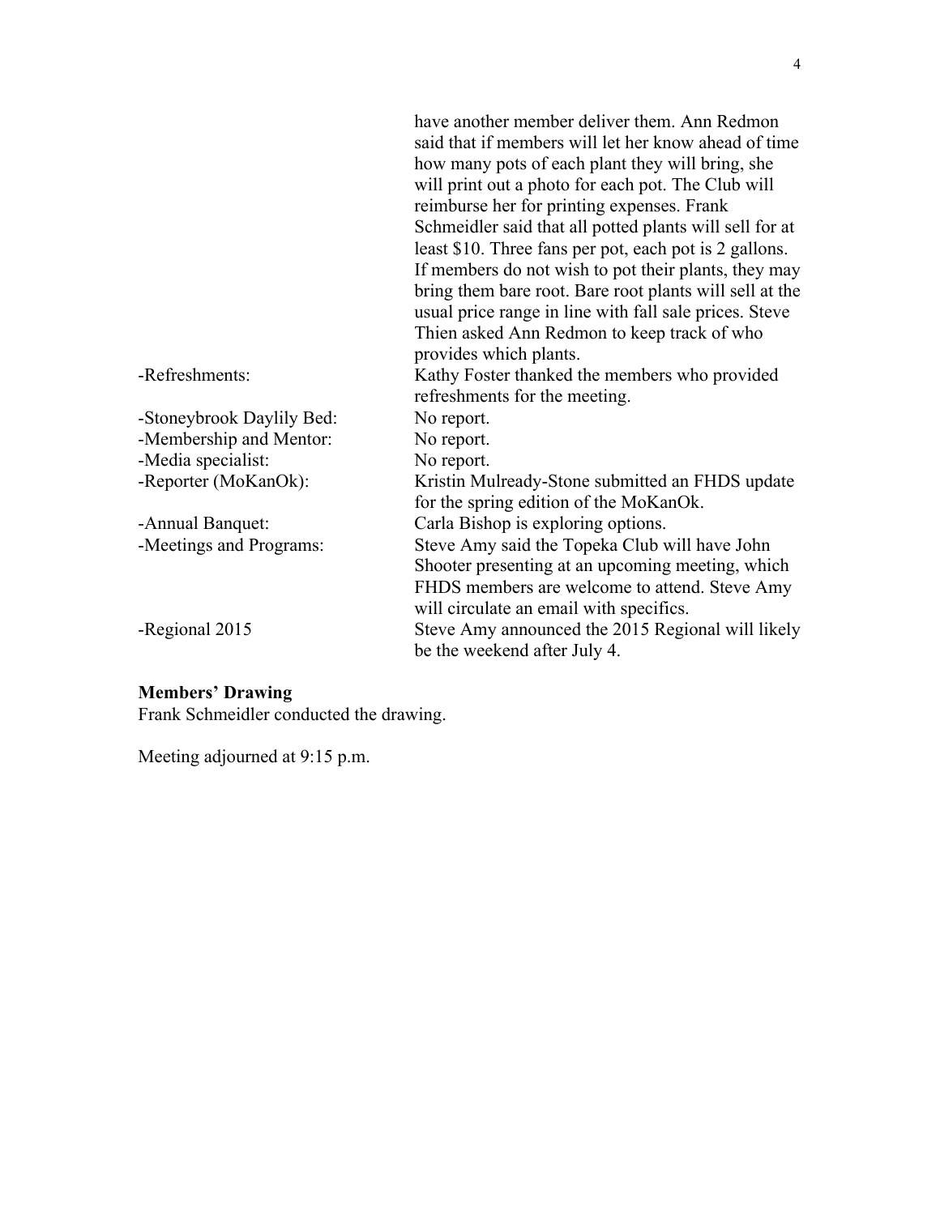| | |
|---|---|
| | have another member deliver them. Ann Redmon said that if members will let her know ahead of time how many pots of each plant they will bring, she will print out a photo for each pot. The Club will reimburse her for printing expenses. Frank Schmeidler said that all potted plants will sell for at least $10. Three fans per pot, each pot is 2 gallons. If members do not wish to pot their plants, they may bring them bare root. Bare root plants will sell at the usual price range in line with fall sale prices. Steve Thien asked Ann Redmon to keep track of who provides which plants. |
| -Refreshments: | Kathy Foster thanked the members who provided refreshments for the meeting. |
| -Stoneybrook Daylily Bed: | No report. |
| -Membership and Mentor: | No report. |
| -Media specialist: | No report. |
| -Reporter (MoKanOk): | Kristin Mulready-Stone submitted an FHDS update for the spring edition of the MoKanOk. |
| -Annual Banquet: | Carla Bishop is exploring options. |
| -Meetings and Programs: | Steve Amy said the Topeka Club will have John Shooter presenting at an upcoming meeting, which FHDS members are welcome to attend. Steve Amy will circulate an email with specifics. |
| -Regional 2015 | Steve Amy announced the 2015 Regional will likely be the weekend after July 4. |

**Members' Drawing**

Frank Schmeidler conducted the drawing.

Meeting adjourned at 9:15 p.m.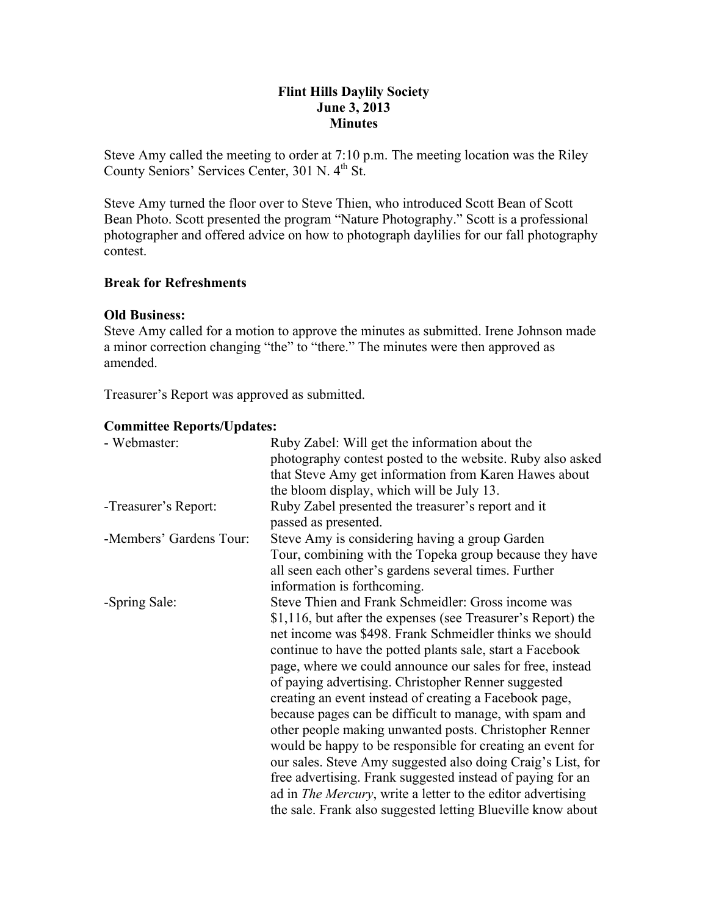**Flint Hills Daylily Society**
**June 3, 2013**
**Minutes**

Steve Amy called the meeting to order at 7:10 p.m. The meeting location was the Riley County Seniors' Services Center, 301 N. 4th St.

Steve Amy turned the floor over to Steve Thien, who introduced Scott Bean of Scott Bean Photo. Scott presented the program "Nature Photography." Scott is a professional photographer and offered advice on how to photograph daylilies for our fall photography contest.

**Break for Refreshments**

**Old Business:**
Steve Amy called for a motion to approve the minutes as submitted. Irene Johnson made a minor correction changing "the" to "there." The minutes were then approved as amended.

Treasurer's Report was approved as submitted.

**Committee Reports/Updates:**

| | |
|---|---|
| - Webmaster: | Ruby Zabel: Will get the information about the photography contest posted to the website. Ruby also asked that Steve Amy get information from Karen Hawes about the bloom display, which will be July 13. |
| -Treasurer's Report: | Ruby Zabel presented the treasurer's report and it passed as presented. |
| -Members' Gardens Tour: | Steve Amy is considering having a group Garden Tour, combining with the Topeka group because they have all seen each other's gardens several times. Further information is forthcoming. |
| -Spring Sale: | Steve Thien and Frank Schmeidler: Gross income was $1,116, but after the expenses (see Treasurer's Report) the net income was $498. Frank Schmeidler thinks we should continue to have the potted plants sale, start a Facebook page, where we could announce our sales for free, instead of paying advertising. Christopher Renner suggested creating an event instead of creating a Facebook page, because pages can be difficult to manage, with spam and other people making unwanted posts. Christopher Renner would be happy to be responsible for creating an event for our sales. Steve Amy suggested also doing Craig's List, for free advertising. Frank suggested instead of paying for an ad in *The Mercury*, write a letter to the editor advertising the sale. Frank also suggested letting Blueville know about |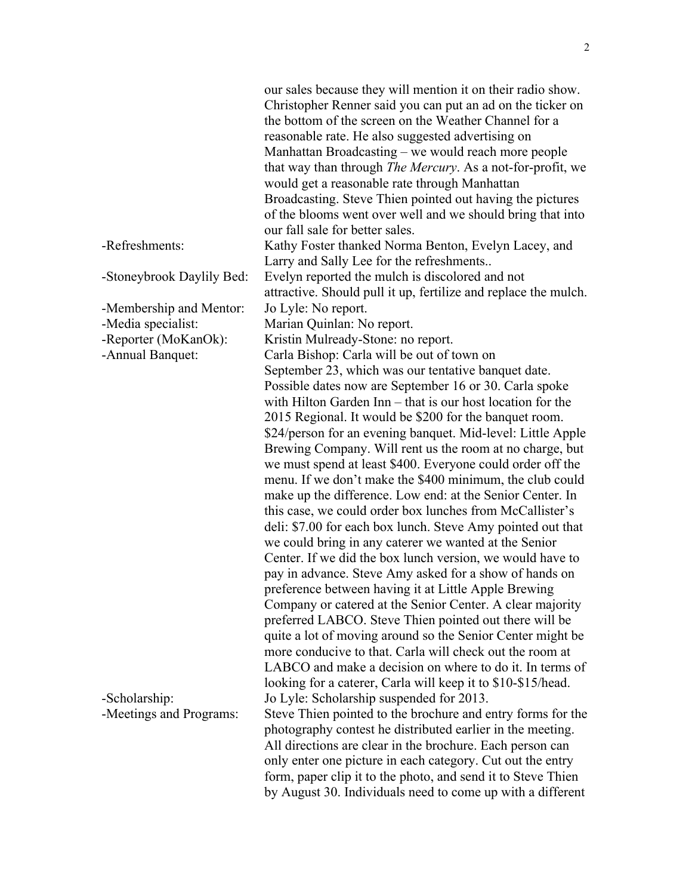our sales because they will mention it on their radio show. Christopher Renner said you can put an ad on the ticker on the bottom of the screen on the Weather Channel for a reasonable rate. He also suggested advertising on Manhattan Broadcasting – we would reach more people that way than through *The Mercury*. As a not-for-profit, we would get a reasonable rate through Manhattan Broadcasting. Steve Thien pointed out having the pictures of the blooms went over well and we should bring that into our fall sale for better sales.

| | |
|---|---|
| -Refreshments: | Kathy Foster thanked Norma Benton, Evelyn Lacey, and Larry and Sally Lee for the refreshments.. |
| -Stoneybrook Daylily Bed: | Evelyn reported the mulch is discolored and not attractive. Should pull it up, fertilize and replace the mulch. |
| -Membership and Mentor: | Jo Lyle: No report. |
| -Media specialist: | Marian Quinlan: No report. |
| -Reporter (MoKanOk): | Kristin Mulready-Stone: no report. |
| -Annual Banquet: | Carla Bishop: Carla will be out of town on September 23, which was our tentative banquet date. Possible dates now are September 16 or 30. Carla spoke with Hilton Garden Inn – that is our host location for the 2015 Regional. It would be $200 for the banquet room. $24/person for an evening banquet. Mid-level: Little Apple Brewing Company. Will rent us the room at no charge, but we must spend at least $400. Everyone could order off the menu. If we don't make the $400 minimum, the club could make up the difference. Low end: at the Senior Center. In this case, we could order box lunches from McCallister's deli: $7.00 for each box lunch. Steve Amy pointed out that we could bring in any caterer we wanted at the Senior Center. If we did the box lunch version, we would have to pay in advance. Steve Amy asked for a show of hands on preference between having it at Little Apple Brewing Company or catered at the Senior Center. A clear majority preferred LABCO. Steve Thien pointed out there will be quite a lot of moving around so the Senior Center might be more conducive to that. Carla will check out the room at LABCO and make a decision on where to do it. In terms of looking for a caterer, Carla will keep it to $10-$15/head. |
| -Scholarship: | Jo Lyle: Scholarship suspended for 2013. |
| -Meetings and Programs: | Steve Thien pointed to the brochure and entry forms for the photography contest he distributed earlier in the meeting. All directions are clear in the brochure. Each person can only enter one picture in each category. Cut out the entry form, paper clip it to the photo, and send it to Steve Thien by August 30. Individuals need to come up with a different |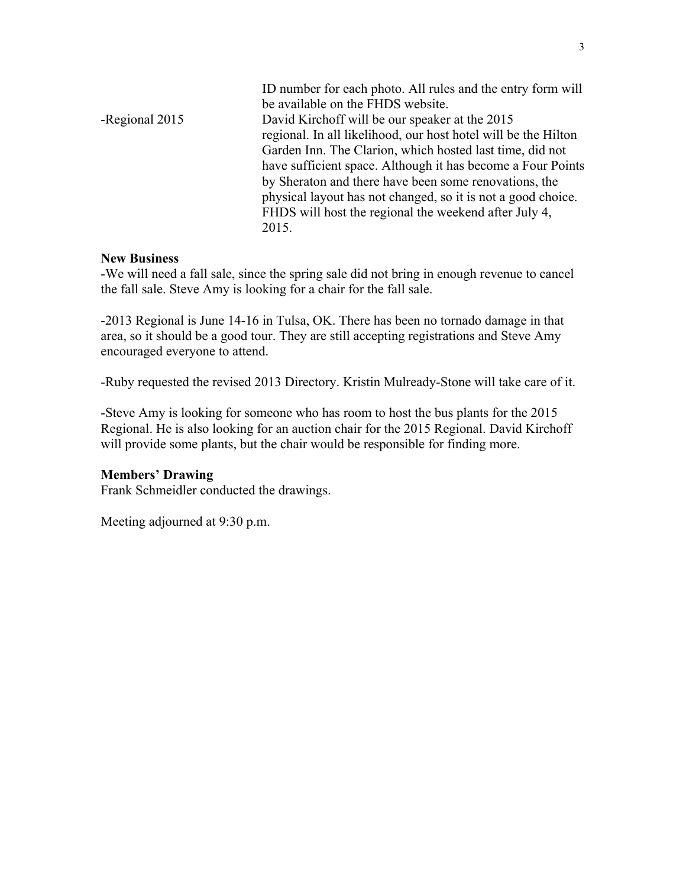|  |  |
| --- | --- |
|  | ID number for each photo. All rules and the entry form will be available on the FHDS website. |
| -Regional 2015 | David Kirchoff will be our speaker at the 2015 regional. In all likelihood, our host hotel will be the Hilton Garden Inn. The Clarion, which hosted last time, did not have sufficient space. Although it has become a Four Points by Sheraton and there have been some renovations, the physical layout has not changed, so it is not a good choice. FHDS will host the regional the weekend after July 4, 2015. |

**New Business**

-We will need a fall sale, since the spring sale did not bring in enough revenue to cancel the fall sale. Steve Amy is looking for a chair for the fall sale.

-2013 Regional is June 14-16 in Tulsa, OK. There has been no tornado damage in that area, so it should be a good tour. They are still accepting registrations and Steve Amy encouraged everyone to attend.

-Ruby requested the revised 2013 Directory. Kristin Mulready-Stone will take care of it.

-Steve Amy is looking for someone who has room to host the bus plants for the 2015 Regional. He is also looking for an auction chair for the 2015 Regional. David Kirchoff will provide some plants, but the chair would be responsible for finding more.

**Members' Drawing**

Frank Schmeidler conducted the drawings.

Meeting adjourned at 9:30 p.m.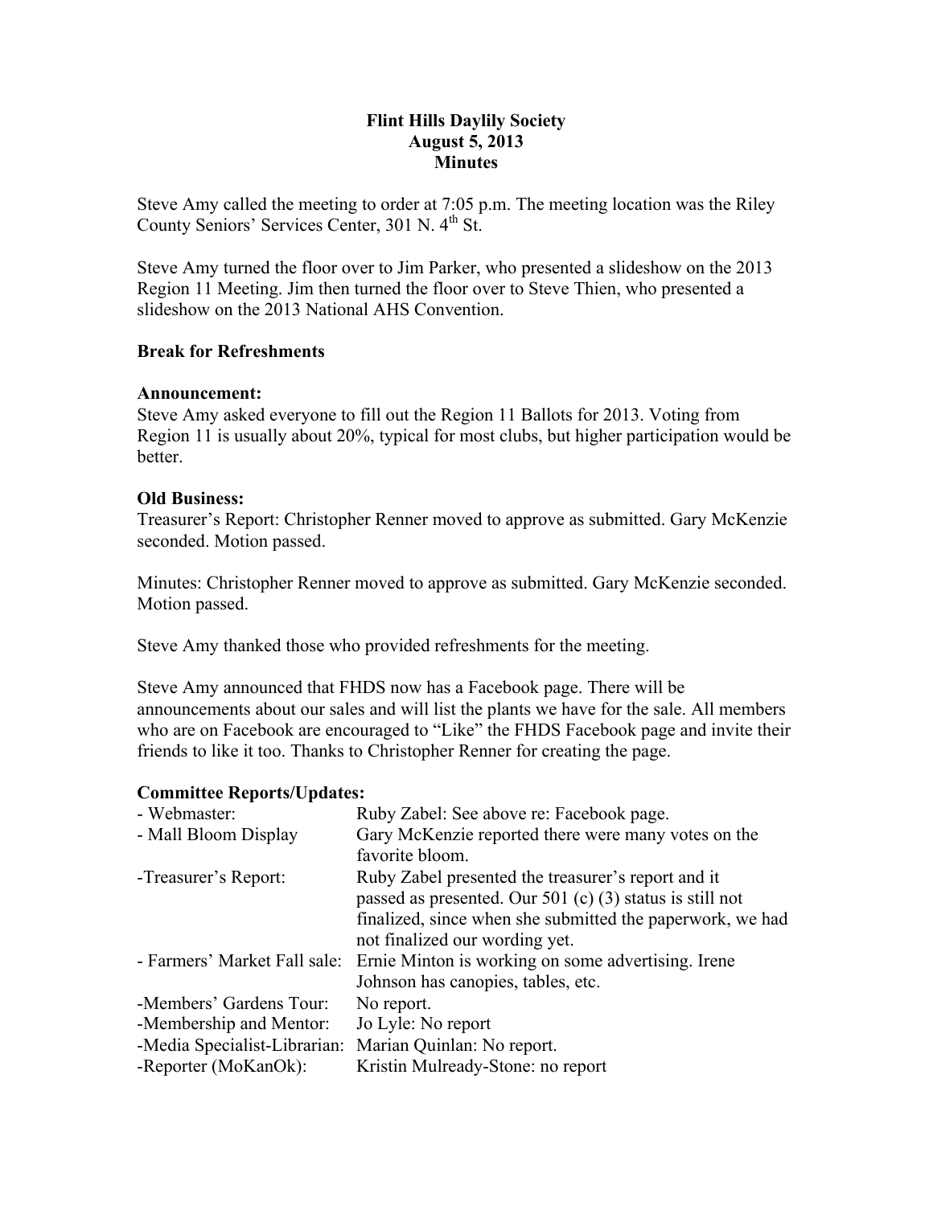# Flint Hills Daylily Society
## August 5, 2013
## Minutes

Steve Amy called the meeting to order at 7:05 p.m. The meeting location was the Riley County Seniors' Services Center, 301 N. 4th St.

Steve Amy turned the floor over to Jim Parker, who presented a slideshow on the 2013 Region 11 Meeting. Jim then turned the floor over to Steve Thien, who presented a slideshow on the 2013 National AHS Convention.

**Break for Refreshments**

**Announcement:**
Steve Amy asked everyone to fill out the Region 11 Ballots for 2013. Voting from Region 11 is usually about 20%, typical for most clubs, but higher participation would be better.

**Old Business:**
Treasurer's Report: Christopher Renner moved to approve as submitted. Gary McKenzie seconded. Motion passed.

Minutes: Christopher Renner moved to approve as submitted. Gary McKenzie seconded. Motion passed.

Steve Amy thanked those who provided refreshments for the meeting.

Steve Amy announced that FHDS now has a Facebook page. There will be announcements about our sales and will list the plants we have for the sale. All members who are on Facebook are encouraged to "Like" the FHDS Facebook page and invite their friends to like it too. Thanks to Christopher Renner for creating the page.

**Committee Reports/Updates:**

| | |
|---|---|
| - Webmaster: | Ruby Zabel: See above re: Facebook page. |
| - Mall Bloom Display | Gary McKenzie reported there were many votes on the favorite bloom. |
| -Treasurer's Report: | Ruby Zabel presented the treasurer's report and it passed as presented. Our 501 (c) (3) status is still not finalized, since when she submitted the paperwork, we had not finalized our wording yet. |
| - Farmers' Market Fall sale: | Ernie Minton is working on some advertising. Irene Johnson has canopies, tables, etc. |
| -Members' Gardens Tour: | No report. |
| -Membership and Mentor: | Jo Lyle: No report |
| -Media Specialist-Librarian: | Marian Quinlan: No report. |
| -Reporter (MoKanOk): | Kristin Mulready-Stone: no report |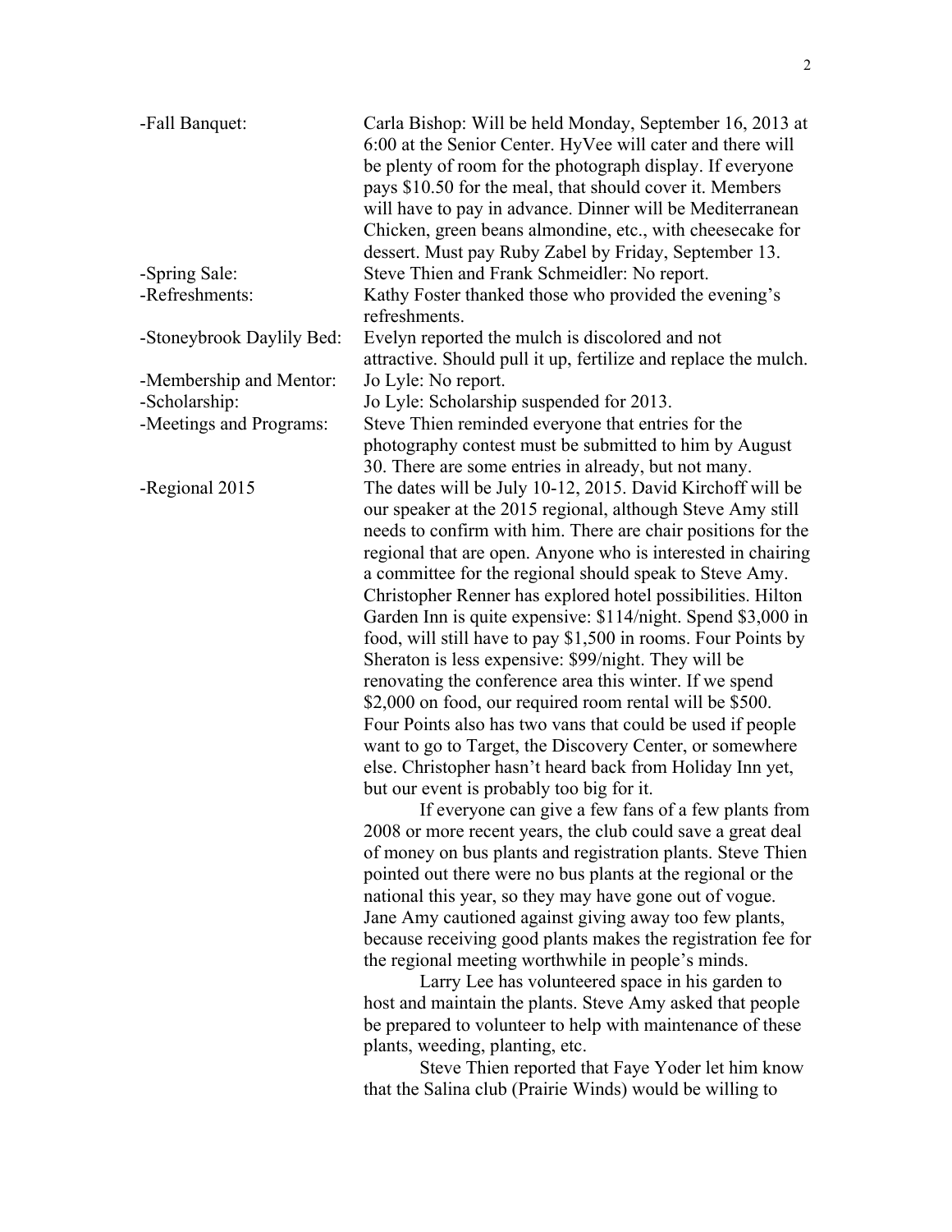-Fall Banquet: Carla Bishop: Will be held Monday, September 16, 2013 at 6:00 at the Senior Center. HyVee will cater and there will be plenty of room for the photograph display. If everyone pays $10.50 for the meal, that should cover it. Members will have to pay in advance. Dinner will be Mediterranean Chicken, green beans almondine, etc., with cheesecake for dessert. Must pay Ruby Zabel by Friday, September 13.

-Spring Sale: Steve Thien and Frank Schmeidler: No report.

-Refreshments: Kathy Foster thanked those who provided the evening's refreshments.

-Stoneybrook Daylily Bed: Evelyn reported the mulch is discolored and not attractive. Should pull it up, fertilize and replace the mulch.

-Membership and Mentor: Jo Lyle: No report.

-Scholarship: Jo Lyle: Scholarship suspended for 2013.

-Meetings and Programs: Steve Thien reminded everyone that entries for the photography contest must be submitted to him by August 30. There are some entries in already, but not many.

-Regional 2015 The dates will be July 10-12, 2015. David Kirchoff will be our speaker at the 2015 regional, although Steve Amy still needs to confirm with him. There are chair positions for the regional that are open. Anyone who is interested in chairing a committee for the regional should speak to Steve Amy. Christopher Renner has explored hotel possibilities. Hilton Garden Inn is quite expensive: $114/night. Spend $3,000 in food, will still have to pay $1,500 in rooms. Four Points by Sheraton is less expensive: $99/night. They will be renovating the conference area this winter. If we spend $2,000 on food, our required room rental will be $500. Four Points also has two vans that could be used if people want to go to Target, the Discovery Center, or somewhere else. Christopher hasn't heard back from Holiday Inn yet, but our event is probably too big for it.

If everyone can give a few fans of a few plants from 2008 or more recent years, the club could save a great deal of money on bus plants and registration plants. Steve Thien pointed out there were no bus plants at the regional or the national this year, so they may have gone out of vogue. Jane Amy cautioned against giving away too few plants, because receiving good plants makes the registration fee for the regional meeting worthwhile in people's minds.

Larry Lee has volunteered space in his garden to host and maintain the plants. Steve Amy asked that people be prepared to volunteer to help with maintenance of these plants, weeding, planting, etc.

Steve Thien reported that Faye Yoder let him know that the Salina club (Prairie Winds) would be willing to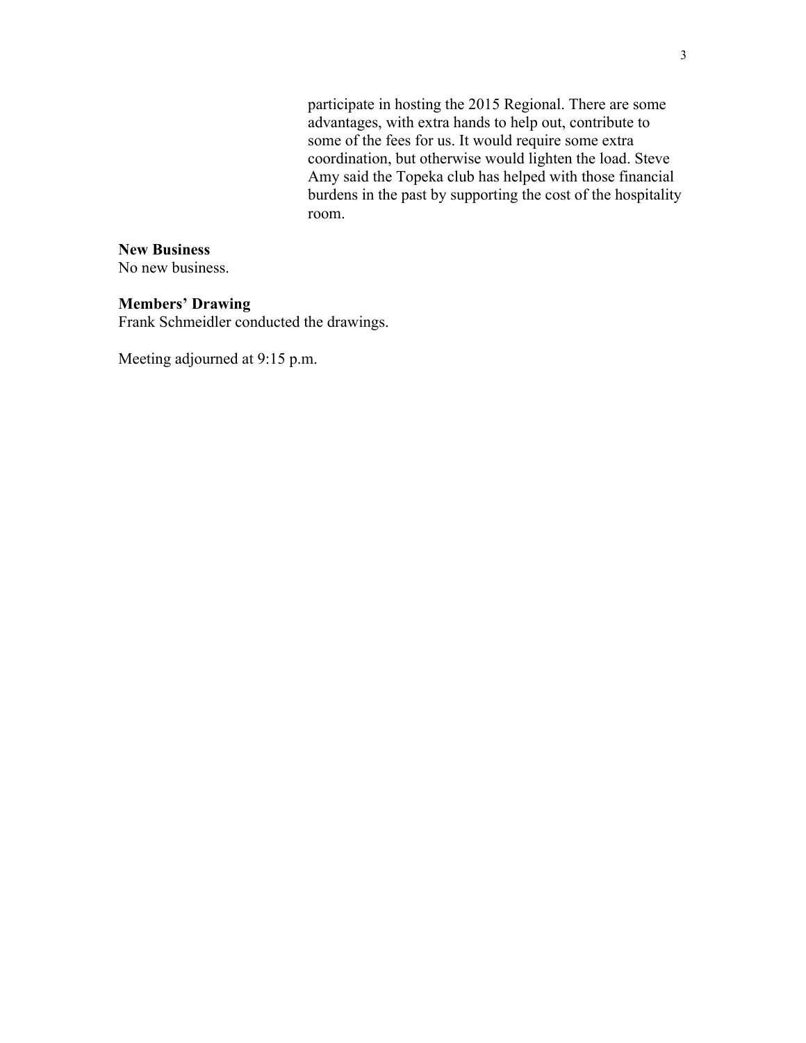participate in hosting the 2015 Regional. There are some advantages, with extra hands to help out, contribute to some of the fees for us. It would require some extra coordination, but otherwise would lighten the load. Steve Amy said the Topeka club has helped with those financial burdens in the past by supporting the cost of the hospitality room.

**New Business**
No new business.

**Members' Drawing**
Frank Schmeidler conducted the drawings.

Meeting adjourned at 9:15 p.m.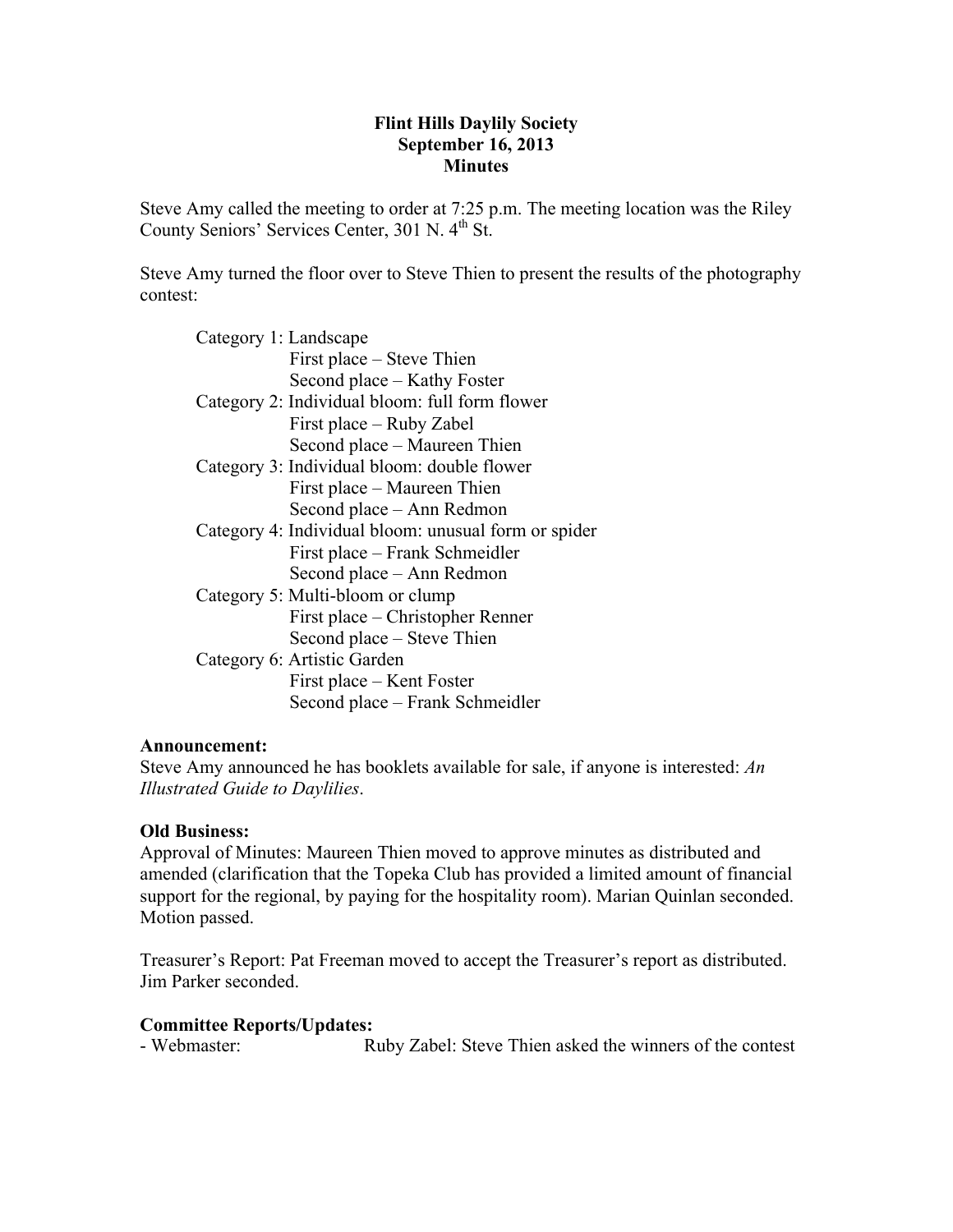**Flint Hills Daylily Society**
**September 16, 2013**
**Minutes**

Steve Amy called the meeting to order at 7:25 p.m. The meeting location was the Riley County Seniors' Services Center, 301 N. 4th St.

Steve Amy turned the floor over to Steve Thien to present the results of the photography contest:

- Category 1: Landscape
  - First place – Steve Thien
  - Second place – Kathy Foster
- Category 2: Individual bloom: full form flower
  - First place – Ruby Zabel
  - Second place – Maureen Thien
- Category 3: Individual bloom: double flower
  - First place – Maureen Thien
  - Second place – Ann Redmon
- Category 4: Individual bloom: unusual form or spider
  - First place – Frank Schmeidler
  - Second place – Ann Redmon
- Category 5: Multi-bloom or clump
  - First place – Christopher Renner
  - Second place – Steve Thien
- Category 6: Artistic Garden
  - First place – Kent Foster
  - Second place – Frank Schmeidler

**Announcement:**
Steve Amy announced he has booklets available for sale, if anyone is interested: *An Illustrated Guide to Daylilies*.

**Old Business:**
Approval of Minutes: Maureen Thien moved to approve minutes as distributed and amended (clarification that the Topeka Club has provided a limited amount of financial support for the regional, by paying for the hospitality room). Marian Quinlan seconded. Motion passed.

Treasurer's Report: Pat Freeman moved to accept the Treasurer's report as distributed. Jim Parker seconded.

**Committee Reports/Updates:**
- Webmaster: Ruby Zabel: Steve Thien asked the winners of the contest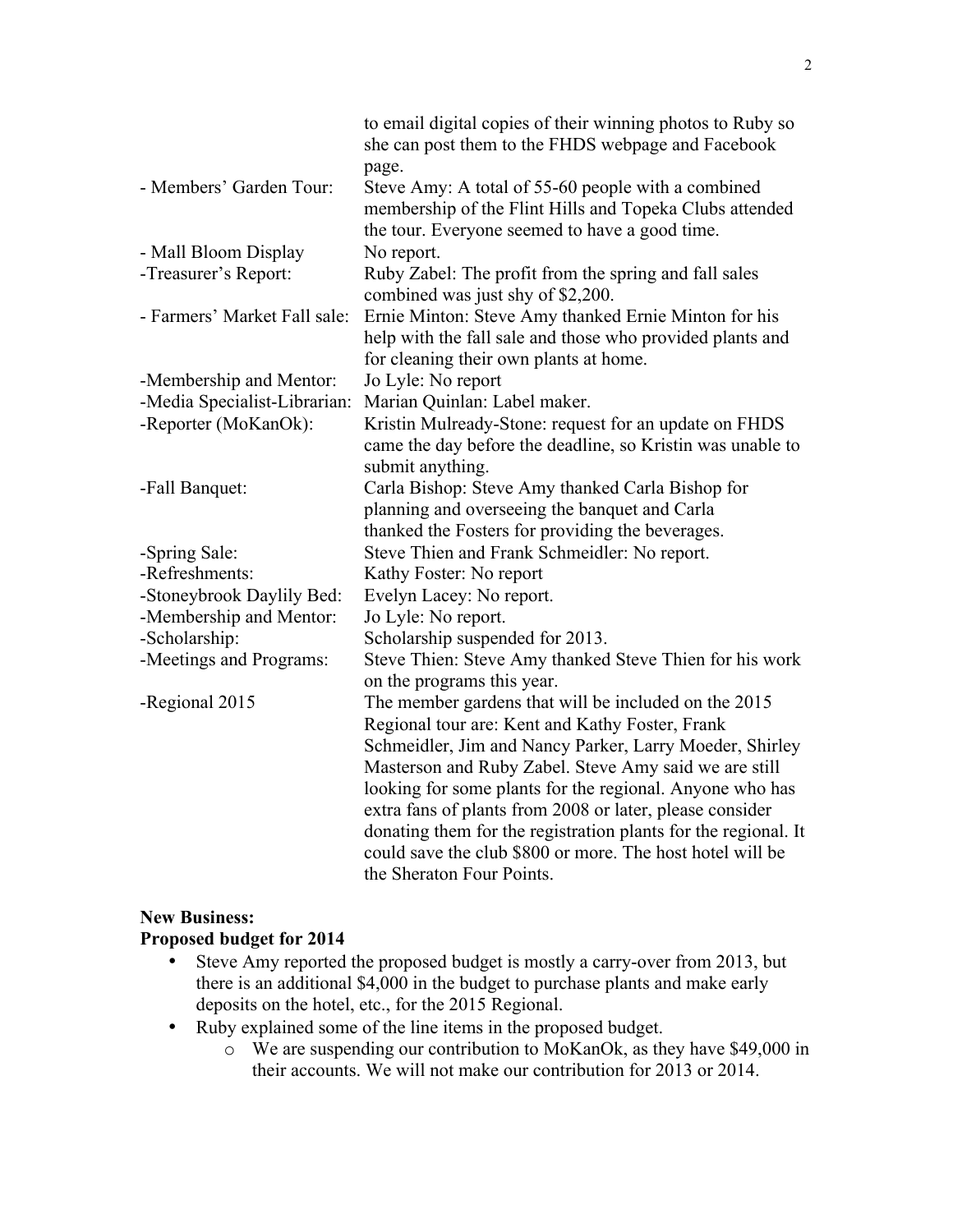| | |
|---|---|
| | to email digital copies of their winning photos to Ruby so she can post them to the FHDS webpage and Facebook page. |
| - Members' Garden Tour: | Steve Amy: A total of 55-60 people with a combined membership of the Flint Hills and Topeka Clubs attended the tour. Everyone seemed to have a good time. |
| - Mall Bloom Display | No report. |
| -Treasurer's Report: | Ruby Zabel: The profit from the spring and fall sales combined was just shy of $2,200. |
| - Farmers' Market Fall sale: | Ernie Minton: Steve Amy thanked Ernie Minton for his help with the fall sale and those who provided plants and for cleaning their own plants at home. |
| -Membership and Mentor: | Jo Lyle: No report |
| -Media Specialist-Librarian: | Marian Quinlan: Label maker. |
| -Reporter (MoKanOk): | Kristin Mulready-Stone: request for an update on FHDS came the day before the deadline, so Kristin was unable to submit anything. |
| -Fall Banquet: | Carla Bishop: Steve Amy thanked Carla Bishop for planning and overseeing the banquet and Carla thanked the Fosters for providing the beverages. |
| -Spring Sale: | Steve Thien and Frank Schmeidler: No report. |
| -Refreshments: | Kathy Foster: No report |
| -Stoneybrook Daylily Bed: | Evelyn Lacey: No report. |
| -Membership and Mentor: | Jo Lyle: No report. |
| -Scholarship: | Scholarship suspended for 2013. |
| -Meetings and Programs: | Steve Thien: Steve Amy thanked Steve Thien for his work on the programs this year. |
| -Regional 2015 | The member gardens that will be included on the 2015 Regional tour are: Kent and Kathy Foster, Frank Schmeidler, Jim and Nancy Parker, Larry Moeder, Shirley Masterson and Ruby Zabel. Steve Amy said we are still looking for some plants for the regional. Anyone who has extra fans of plants from 2008 or later, please consider donating them for the registration plants for the regional. It could save the club $800 or more. The host hotel will be the Sheraton Four Points. |

**New Business:**

**Proposed budget for 2014**

- Steve Amy reported the proposed budget is mostly a carry-over from 2013, but there is an additional $4,000 in the budget to purchase plants and make early deposits on the hotel, etc., for the 2015 Regional.
- Ruby explained some of the line items in the proposed budget.
    - We are suspending our contribution to MoKanOk, as they have $49,000 in their accounts. We will not make our contribution for 2013 or 2014.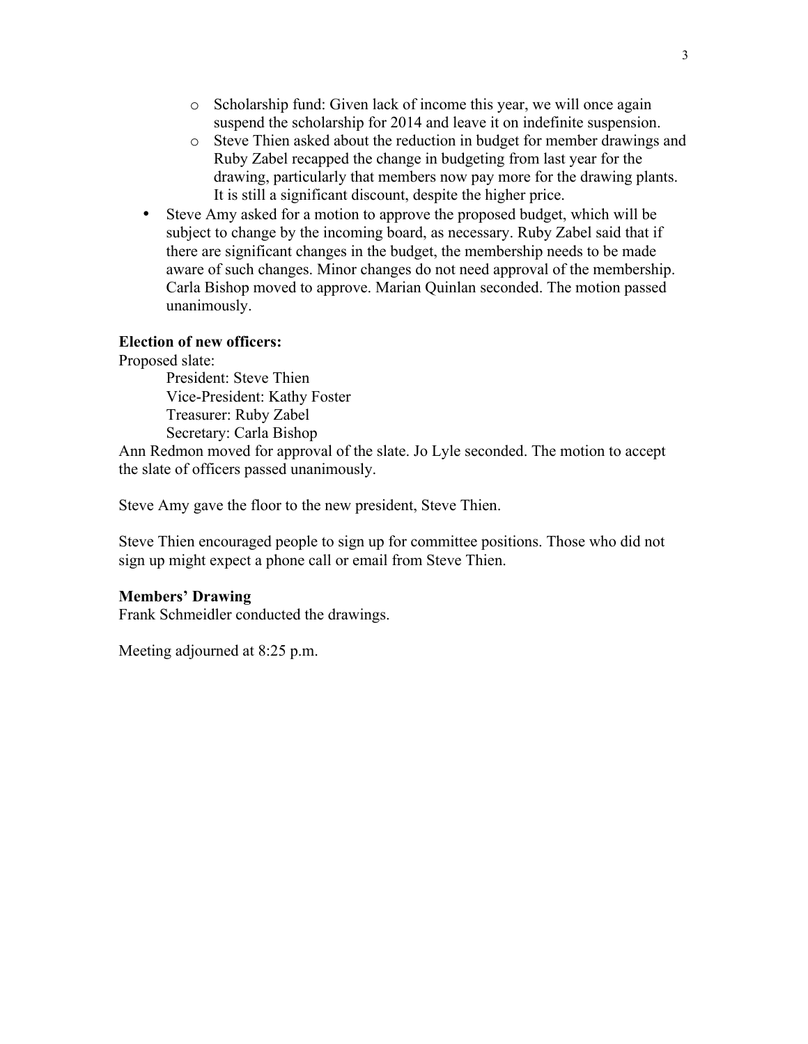- Scholarship fund: Given lack of income this year, we will once again suspend the scholarship for 2014 and leave it on indefinite suspension.
  - Steve Thien asked about the reduction in budget for member drawings and Ruby Zabel recapped the change in budgeting from last year for the drawing, particularly that members now pay more for the drawing plants. It is still a significant discount, despite the higher price.
- Steve Amy asked for a motion to approve the proposed budget, which will be subject to change by the incoming board, as necessary. Ruby Zabel said that if there are significant changes in the budget, the membership needs to be made aware of such changes. Minor changes do not need approval of the membership. Carla Bishop moved to approve. Marian Quinlan seconded. The motion passed unanimously.

**Election of new officers:**

Proposed slate:

President: Steve Thien
Vice-President: Kathy Foster
Treasurer: Ruby Zabel
Secretary: Carla Bishop

Ann Redmon moved for approval of the slate. Jo Lyle seconded. The motion to accept the slate of officers passed unanimously.

Steve Amy gave the floor to the new president, Steve Thien.

Steve Thien encouraged people to sign up for committee positions. Those who did not sign up might expect a phone call or email from Steve Thien.

**Members' Drawing**

Frank Schmeidler conducted the drawings.

Meeting adjourned at 8:25 p.m.